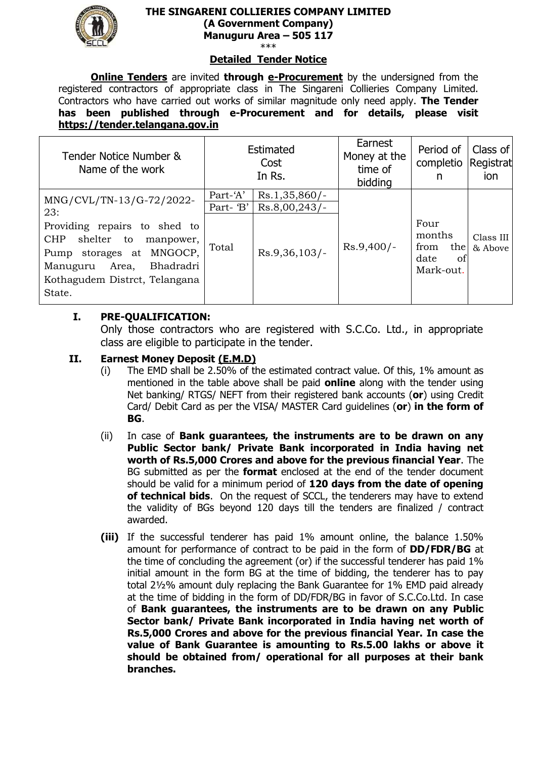**THE SINGARENI COLLIERIES COMPANY LIMITED**
**(A Government Company)**
**Manuguru Area – 505 117**

\*\*\*

**Detailed Tender Notice**

**Online Tenders** are invited **through e-Procurement** by the undersigned from the registered contractors of appropriate class in The Singareni Collieries Company Limited. Contractors who have carried out works of similar magnitude only need apply. **The Tender has been published through e-Procurement and for details, please visit https://tender.telangana.gov.in**

| Tender Notice Number & Name of the work | Estimated Cost In Rs. | | Earnest Money at the time of bidding | Period of completion | Class of Registration |
|---|---|---|---|---|---|
| MNG/CVL/TN-13/G-72/2022-23: Providing repairs to shed to CHP shelter to manpower, Pump storages at MNGOCP, Manuguru Area, Bhadradri Kothagudem Distrct, Telangana State. | Part-'A' | Rs.1,35,860/- | Rs.9,400/- | Four months from the date of Mark-out. | Class III & Above |
| | Part- 'B' | Rs.8,00,243/- | | | |
| | Total | Rs.9,36,103/- | | | |

**I. PRE-QUALIFICATION:**

Only those contractors who are registered with S.C.Co. Ltd., in appropriate class are eligible to participate in the tender.

**II. Earnest Money Deposit (E.M.D)**

(i) The EMD shall be 2.50% of the estimated contract value. Of this, 1% amount as mentioned in the table above shall be paid **online** along with the tender using Net banking/ RTGS/ NEFT from their registered bank accounts (**or**) using Credit Card/ Debit Card as per the VISA/ MASTER Card guidelines (**or**) **in the form of BG**.

(ii) In case of **Bank guarantees, the instruments are to be drawn on any Public Sector bank/ Private Bank incorporated in India having net worth of Rs.5,000 Crores and above for the previous financial Year**. The BG submitted as per the **format** enclosed at the end of the tender document should be valid for a minimum period of **120 days from the date of opening of technical bids**. On the request of SCCL, the tenderers may have to extend the validity of BGs beyond 120 days till the tenders are finalized / contract awarded.

**(iii)** If the successful tenderer has paid 1% amount online, the balance 1.50% amount for performance of contract to be paid in the form of **DD/FDR/BG** at the time of concluding the agreement (or) if the successful tenderer has paid 1% initial amount in the form BG at the time of bidding, the tenderer has to pay total 2½% amount duly replacing the Bank Guarantee for 1% EMD paid already at the time of bidding in the form of DD/FDR/BG in favor of S.C.Co.Ltd. In case of **Bank guarantees, the instruments are to be drawn on any Public Sector bank/ Private Bank incorporated in India having net worth of Rs.5,000 Crores and above for the previous financial Year. In case the value of Bank Guarantee is amounting to Rs.5.00 lakhs or above it should be obtained from/ operational for all purposes at their bank branches.**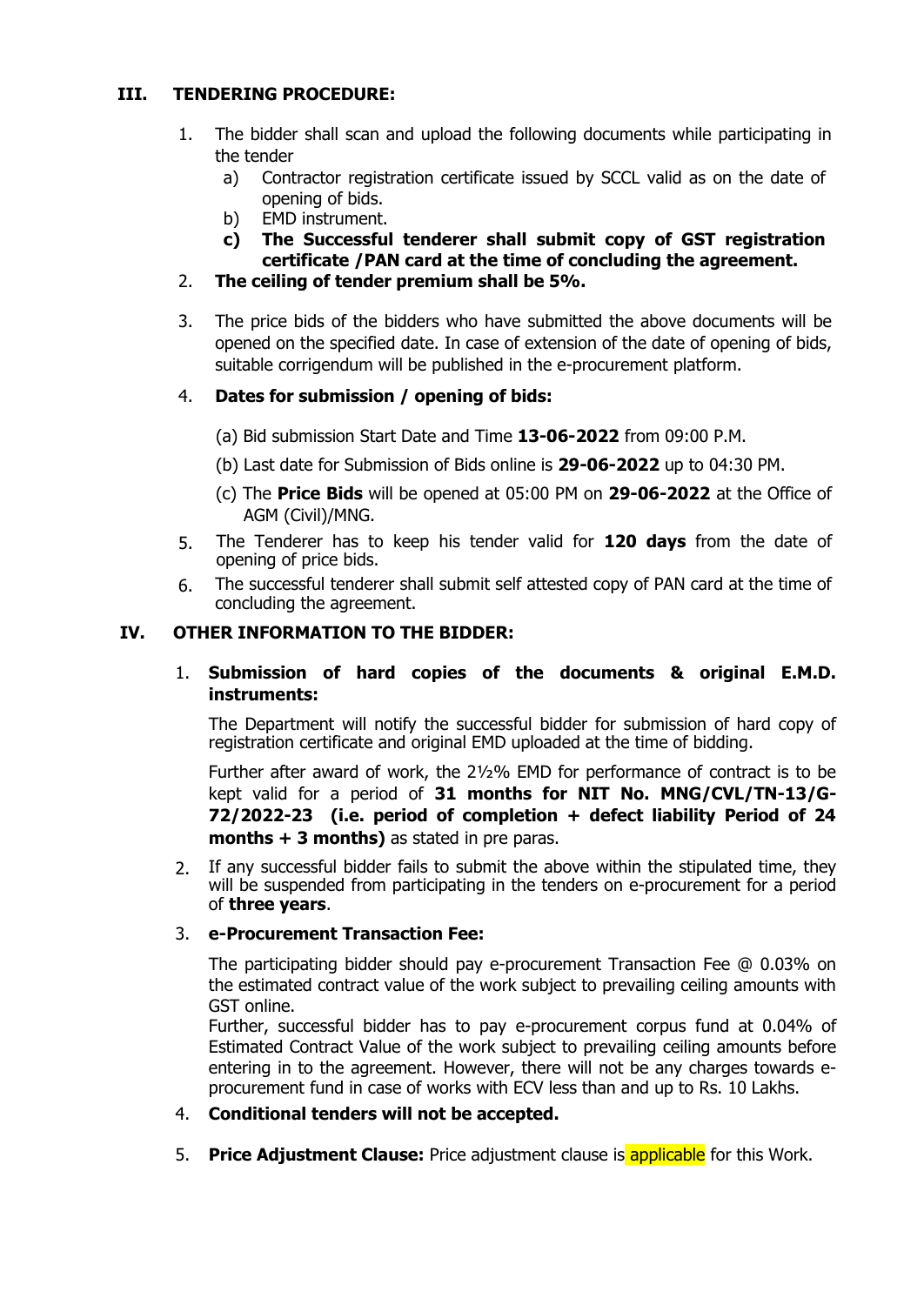## III. TENDERING PROCEDURE:

1. The bidder shall scan and upload the following documents while participating in the tender
   a) Contractor registration certificate issued by SCCL valid as on the date of opening of bids.
   b) EMD instrument.
   **c) The Successful tenderer shall submit copy of GST registration certificate /PAN card at the time of concluding the agreement.**
2. **The ceiling of tender premium shall be 5%.**
3. The price bids of the bidders who have submitted the above documents will be opened on the specified date. In case of extension of the date of opening of bids, suitable corrigendum will be published in the e-procurement platform.
4. **Dates for submission / opening of bids:**

   (a) Bid submission Start Date and Time **13-06-2022** from 09:00 P.M.

   (b) Last date for Submission of Bids online is **29-06-2022** up to 04:30 PM.

   (c) The **Price Bids** will be opened at 05:00 PM on **29-06-2022** at the Office of AGM (Civil)/MNG.
5. The Tenderer has to keep his tender valid for **120 days** from the date of opening of price bids.
6. The successful tenderer shall submit self attested copy of PAN card at the time of concluding the agreement.

## IV. OTHER INFORMATION TO THE BIDDER:

1. **Submission of hard copies of the documents & original E.M.D. instruments:**

   The Department will notify the successful bidder for submission of hard copy of registration certificate and original EMD uploaded at the time of bidding.

   Further after award of work, the 2½% EMD for performance of contract is to be kept valid for a period of **31 months for NIT No. MNG/CVL/TN-13/G-72/2022-23 (i.e. period of completion + defect liability Period of 24 months + 3 months)** as stated in pre paras.
2. If any successful bidder fails to submit the above within the stipulated time, they will be suspended from participating in the tenders on e-procurement for a period of **three years**.
3. **e-Procurement Transaction Fee:**

   The participating bidder should pay e-procurement Transaction Fee @ 0.03% on the estimated contract value of the work subject to prevailing ceiling amounts with GST online.
   Further, successful bidder has to pay e-procurement corpus fund at 0.04% of Estimated Contract Value of the work subject to prevailing ceiling amounts before entering in to the agreement. However, there will not be any charges towards e-procurement fund in case of works with ECV less than and up to Rs. 10 Lakhs.
4. **Conditional tenders will not be accepted.**
5. **Price Adjustment Clause:** Price adjustment clause is applicable for this Work.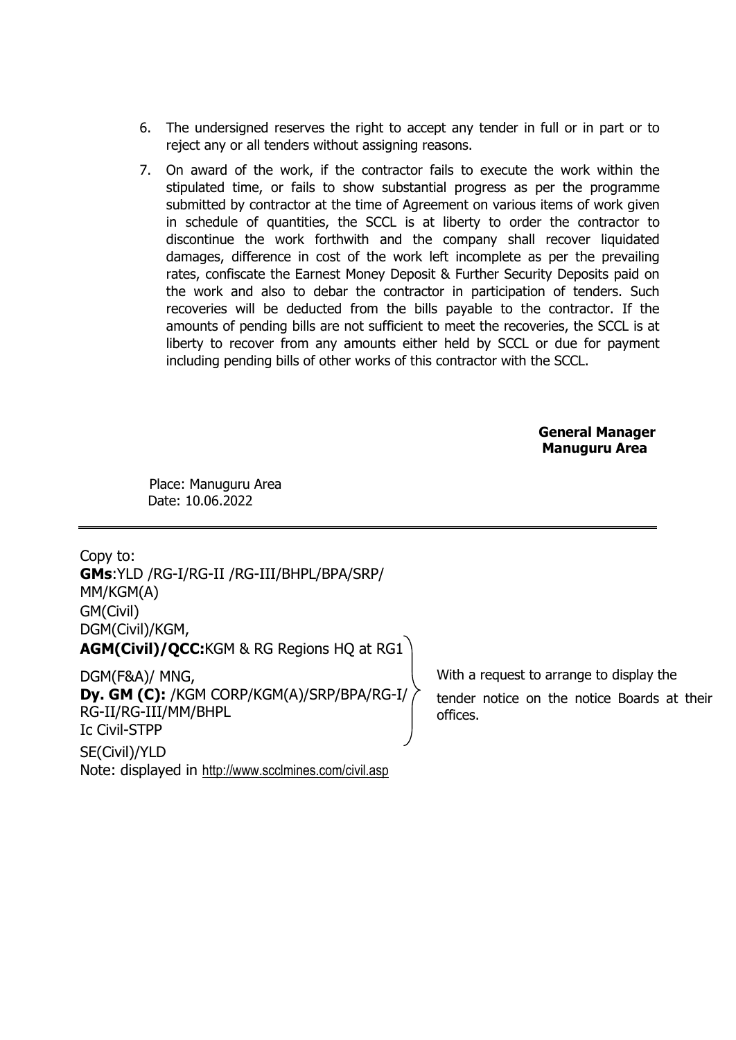6. The undersigned reserves the right to accept any tender in full or in part or to reject any or all tenders without assigning reasons.

7. On award of the work, if the contractor fails to execute the work within the stipulated time, or fails to show substantial progress as per the programme submitted by contractor at the time of Agreement on various items of work given in schedule of quantities, the SCCL is at liberty to order the contractor to discontinue the work forthwith and the company shall recover liquidated damages, difference in cost of the work left incomplete as per the prevailing rates, confiscate the Earnest Money Deposit & Further Security Deposits paid on the work and also to debar the contractor in participation of tenders. Such recoveries will be deducted from the bills payable to the contractor. If the amounts of pending bills are not sufficient to meet the recoveries, the SCCL is at liberty to recover from any amounts either held by SCCL or due for payment including pending bills of other works of this contractor with the SCCL.

**General Manager**
**Manuguru Area**

Place: Manuguru Area
Date: 10.06.2022

---

Copy to:
**GMs**:YLD /RG-I/RG-II /RG-III/BHPL/BPA/SRP/ MM/KGM(A)
GM(Civil)
DGM(Civil)/KGM,
**AGM(Civil)/QCC:**KGM & RG Regions HQ at RG1
DGM(F&A)/ MNG,
**Dy. GM (C):** /KGM CORP/KGM(A)/SRP/BPA/RG-I/ RG-II/RG-III/MM/BHPL
Ic Civil-STPP
SE(Civil)/YLD

} With a request to arrange to display the tender notice on the notice Boards at their offices.

Note: displayed in http://www.scclmines.com/civil.asp